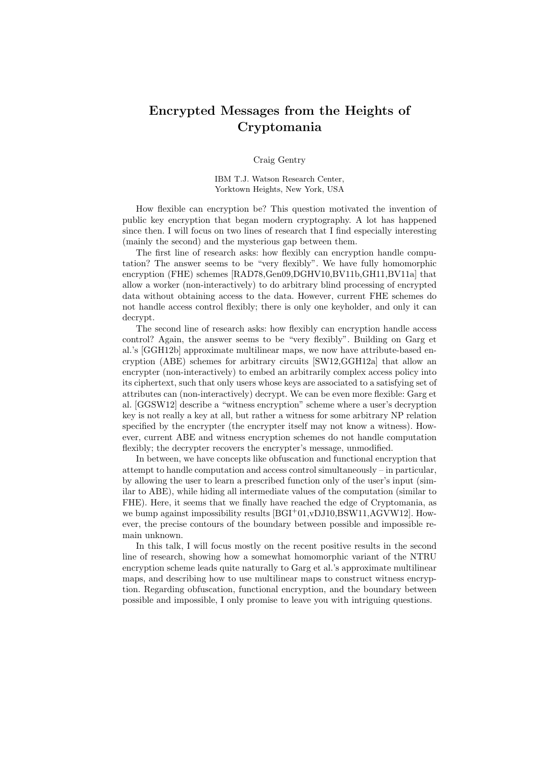# Encrypted Messages from the Heights of Cryptomania

Craig Gentry

IBM T.J. Watson Research Center,
Yorktown Heights, New York, USA

How flexible can encryption be? This question motivated the invention of public key encryption that began modern cryptography. A lot has happened since then. I will focus on two lines of research that I find especially interesting (mainly the second) and the mysterious gap between them.

The first line of research asks: how flexibly can encryption handle computation? The answer seems to be "very flexibly". We have fully homomorphic encryption (FHE) schemes [RAD78,Gen09,DGHV10,BV11b,GH11,BV11a] that allow a worker (non-interactively) to do arbitrary blind processing of encrypted data without obtaining access to the data. However, current FHE schemes do not handle access control flexibly; there is only one keyholder, and only it can decrypt.

The second line of research asks: how flexibly can encryption handle access control? Again, the answer seems to be "very flexibly". Building on Garg et al.'s [GGH12b] approximate multilinear maps, we now have attribute-based encryption (ABE) schemes for arbitrary circuits [SW12,GGH12a] that allow an encrypter (non-interactively) to embed an arbitrarily complex access policy into its ciphertext, such that only users whose keys are associated to a satisfying set of attributes can (non-interactively) decrypt. We can be even more flexible: Garg et al. [GGSW12] describe a "witness encryption" scheme where a user's decryption key is not really a key at all, but rather a witness for some arbitrary NP relation specified by the encrypter (the encrypter itself may not know a witness). However, current ABE and witness encryption schemes do not handle computation flexibly; the decrypter recovers the encrypter's message, unmodified.

In between, we have concepts like obfuscation and functional encryption that attempt to handle computation and access control simultaneously – in particular, by allowing the user to learn a prescribed function only of the user's input (similar to ABE), while hiding all intermediate values of the computation (similar to FHE). Here, it seems that we finally have reached the edge of Cryptomania, as we bump against impossibility results [BGI+01,vDJ10,BSW11,AGVW12]. However, the precise contours of the boundary between possible and impossible remain unknown.

In this talk, I will focus mostly on the recent positive results in the second line of research, showing how a somewhat homomorphic variant of the NTRU encryption scheme leads quite naturally to Garg et al.'s approximate multilinear maps, and describing how to use multilinear maps to construct witness encryption. Regarding obfuscation, functional encryption, and the boundary between possible and impossible, I only promise to leave you with intriguing questions.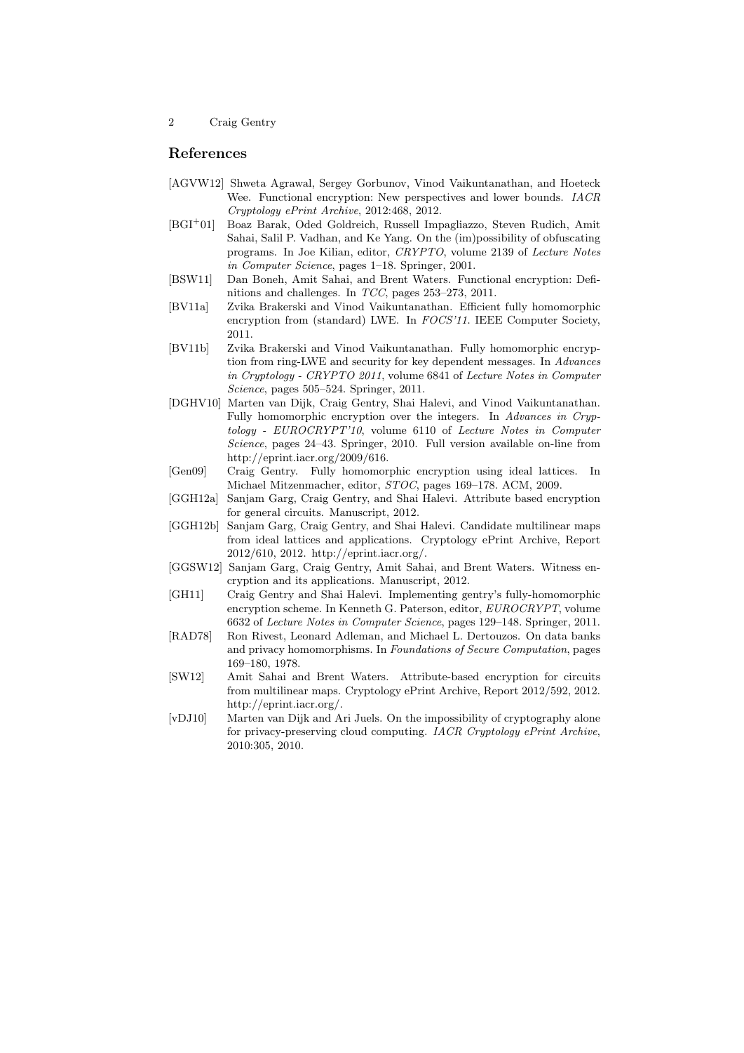## References

- [AGVW12] Shweta Agrawal, Sergey Gorbunov, Vinod Vaikuntanathan, and Hoeteck Wee. Functional encryption: New perspectives and lower bounds. *IACR Cryptology ePrint Archive*, 2012:468, 2012.
- [BGI+01] Boaz Barak, Oded Goldreich, Russell Impagliazzo, Steven Rudich, Amit Sahai, Salil P. Vadhan, and Ke Yang. On the (im)possibility of obfuscating programs. In Joe Kilian, editor, *CRYPTO*, volume 2139 of *Lecture Notes in Computer Science*, pages 1–18. Springer, 2001.
- [BSW11] Dan Boneh, Amit Sahai, and Brent Waters. Functional encryption: Definitions and challenges. In *TCC*, pages 253–273, 2011.
- [BV11a] Zvika Brakerski and Vinod Vaikuntanathan. Efficient fully homomorphic encryption from (standard) LWE. In *FOCS'11*. IEEE Computer Society, 2011.
- [BV11b] Zvika Brakerski and Vinod Vaikuntanathan. Fully homomorphic encryption from ring-LWE and security for key dependent messages. In *Advances in Cryptology - CRYPTO 2011*, volume 6841 of *Lecture Notes in Computer Science*, pages 505–524. Springer, 2011.
- [DGHV10] Marten van Dijk, Craig Gentry, Shai Halevi, and Vinod Vaikuntanathan. Fully homomorphic encryption over the integers. In *Advances in Cryptology - EUROCRYPT'10*, volume 6110 of *Lecture Notes in Computer Science*, pages 24–43. Springer, 2010. Full version available on-line from http://eprint.iacr.org/2009/616.
- [Gen09] Craig Gentry. Fully homomorphic encryption using ideal lattices. In Michael Mitzenmacher, editor, *STOC*, pages 169–178. ACM, 2009.
- [GGH12a] Sanjam Garg, Craig Gentry, and Shai Halevi. Attribute based encryption for general circuits. Manuscript, 2012.
- [GGH12b] Sanjam Garg, Craig Gentry, and Shai Halevi. Candidate multilinear maps from ideal lattices and applications. Cryptology ePrint Archive, Report 2012/610, 2012. http://eprint.iacr.org/.
- [GGSW12] Sanjam Garg, Craig Gentry, Amit Sahai, and Brent Waters. Witness encryption and its applications. Manuscript, 2012.
- [GH11] Craig Gentry and Shai Halevi. Implementing gentry's fully-homomorphic encryption scheme. In Kenneth G. Paterson, editor, *EUROCRYPT*, volume 6632 of *Lecture Notes in Computer Science*, pages 129–148. Springer, 2011.
- [RAD78] Ron Rivest, Leonard Adleman, and Michael L. Dertouzos. On data banks and privacy homomorphisms. In *Foundations of Secure Computation*, pages 169–180, 1978.
- [SW12] Amit Sahai and Brent Waters. Attribute-based encryption for circuits from multilinear maps. Cryptology ePrint Archive, Report 2012/592, 2012. http://eprint.iacr.org/.
- [vDJ10] Marten van Dijk and Ari Juels. On the impossibility of cryptography alone for privacy-preserving cloud computing. *IACR Cryptology ePrint Archive*, 2010:305, 2010.